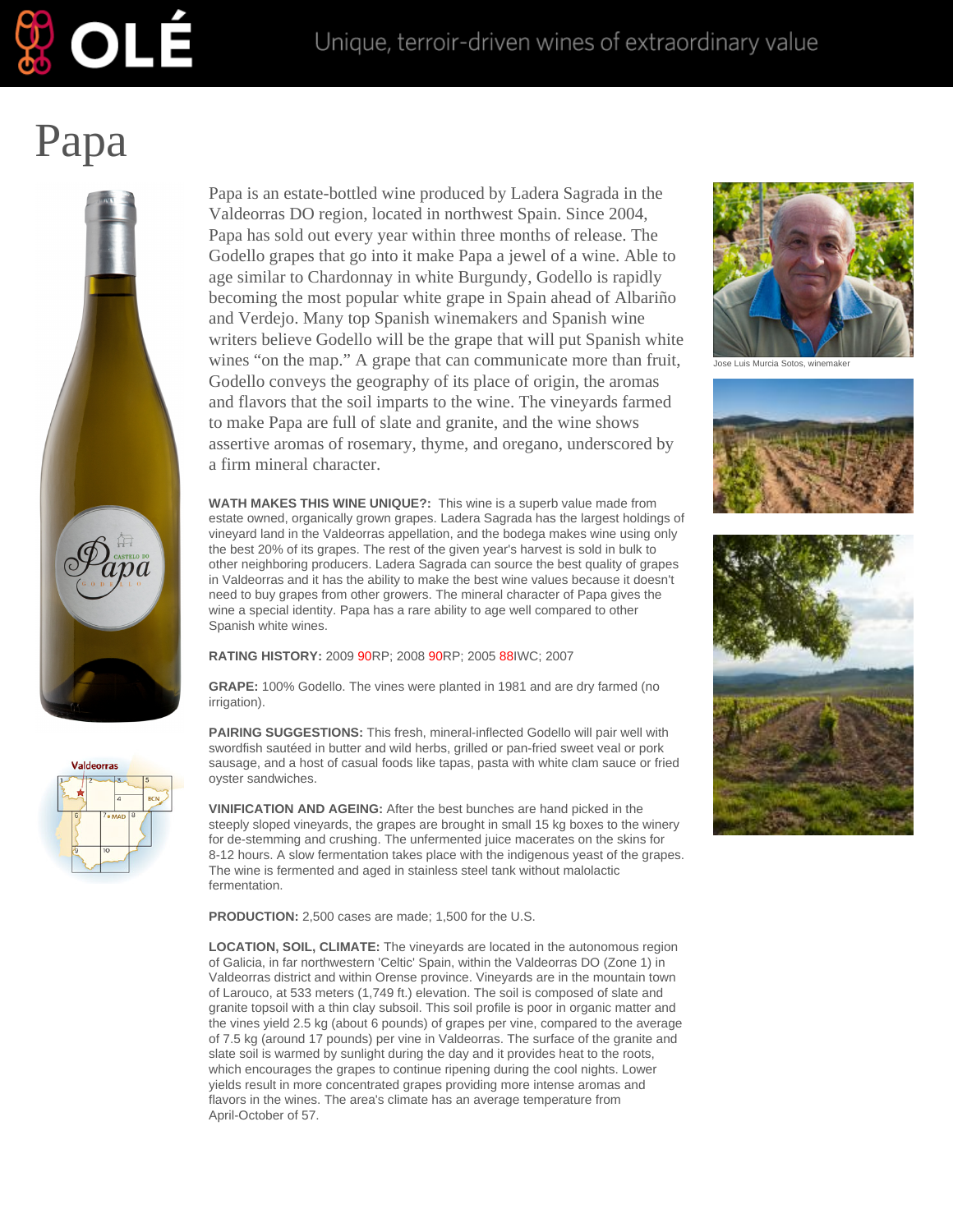# Papa

Papa is an estate-bottled wine produced by Ladera Sagrada in the Valdeorras DO region, located in northwest Spain. Since 2004, Papa has sold out every year within three months of release. The Godello grapes that go into it make Papa a jewel of a wine. Able to age similar to Chardonnay in white Burgundy, Godello is rapidly becoming the most popular white grape in Spain ahead of Albariño and Verdejo. Many top Spanish winemakers and Spanish wine writers believe Godello will be the grape that will put Spanish white wines "on the map." A grape that can communicate more than fruit, Godello conveys the geography of its place of origin, the aromas and flavors that the soil imparts to the wine. The vineyards farmed to make Papa are full of slate and granite, and the wine shows assertive aromas of rosemary, thyme, and oregano, underscored by a firm mineral character.

Jose Luis Murcia Sotos, winemaker

**WATH MAKES THIS WINE UNIQUE?:** This wine is a superb value made from estate owned, organically grown grapes. Ladera Sagrada has the largest holdings of vineyard land in the Valdeorras appellation, and the bodega makes wine using only the best 20% of its grapes. The rest of the given year's harvest is sold in bulk to other neighboring producers. Ladera Sagrada can source the best quality of grapes in Valdeorras and it has the ability to make the best wine values because it doesn't need to buy grapes from other growers. The mineral character of Papa gives the wine a special identity. Papa has a rare ability to age well compared to other Spanish white wines.

**RATING HISTORY:** 2009 90RP; 2008 90RP; 2005 88IWC; 2007

**GRAPE:** 100% Godello. The vines were planted in 1981 and are dry farmed (no irrigation).

**PAIRING SUGGESTIONS:** This fresh, mineral-inflected Godello will pair well with swordfish sautéed in butter and wild herbs, grilled or pan-fried sweet veal or pork sausage, and a host of casual foods like tapas, pasta with white clam sauce or fried oyster sandwiches.

**VINIFICATION AND AGEING:** After the best bunches are hand picked in the steeply sloped vineyards, the grapes are brought in small 15 kg boxes to the winery for de-stemming and crushing. The unfermented juice macerates on the skins for 8-12 hours. A slow fermentation takes place with the indigenous yeast of the grapes. The wine is fermented and aged in stainless steel tank without malolactic fermentation.

**PRODUCTION:** 2,500 cases are made; 1,500 for the U.S.

**LOCATION, SOIL, CLIMATE:** The vineyards are located in the autonomous region of Galicia, in far northwestern 'Celtic' Spain, within the Valdeorras DO (Zone 1) in Valdeorras district and within Orense province. Vineyards are in the mountain town of Larouco, at 533 meters (1,749 ft.) elevation. The soil is composed of slate and granite topsoil with a thin clay subsoil. This soil profile is poor in organic matter and the vines yield 2.5 kg (about 6 pounds) of grapes per vine, compared to the average of 7.5 kg (around 17 pounds) per vine in Valdeorras. The surface of the granite and slate soil is warmed by sunlight during the day and it provides heat to the roots, which encourages the grapes to continue ripening during the cool nights. Lower yields result in more concentrated grapes providing more intense aromas and flavors in the wines. The area's climate has an average temperature from April-October of 57.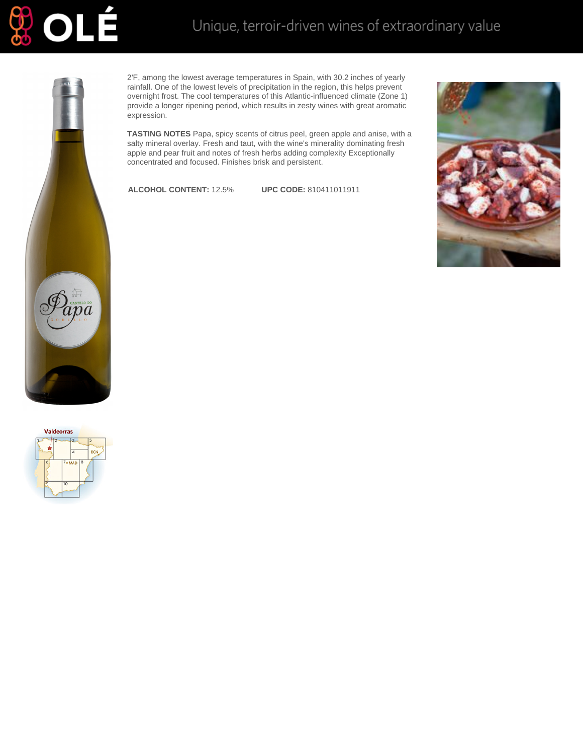2'F, among the lowest average temperatures in Spain, with 30.2 inches of yearly rainfall. One of the lowest levels of precipitation in the region, this helps prevent overnight frost. The cool temperatures of this Atlantic-influenced climate (Zone 1) provide a longer ripening period, which results in zesty wines with great aromatic expression.

**TASTING NOTES** Papa, spicy scents of citrus peel, green apple and anise, with a salty mineral overlay. Fresh and taut, with the wine's minerality dominating fresh apple and pear fruit and notes of fresh herbs adding complexity Exceptionally concentrated and focused. Finishes brisk and persistent.

**ALCOHOL CONTENT:** 12.5%

**UPC CODE:** 810411011911